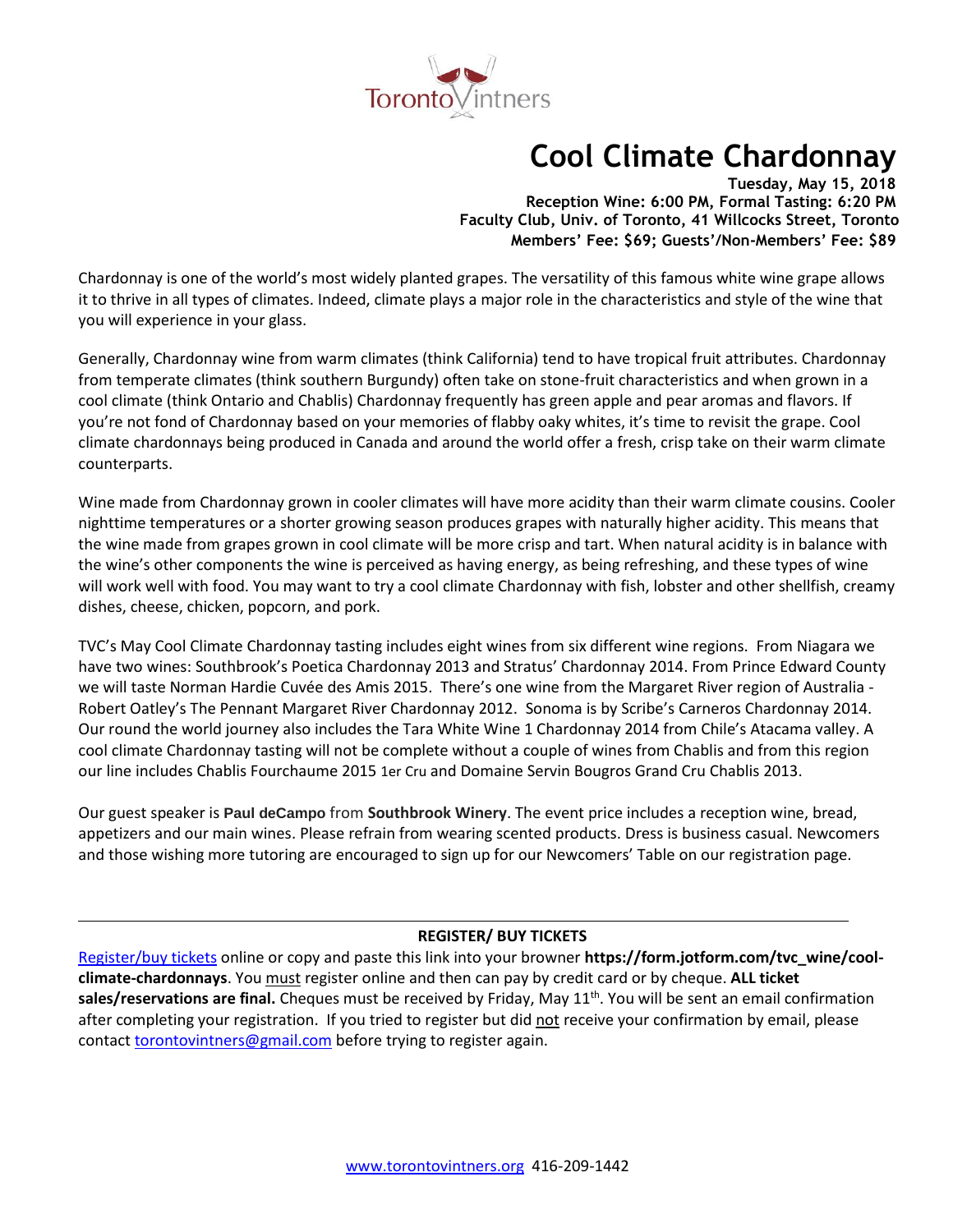TorontoVintners

# Cool Climate Chardonnay

**Tuesday, May 15, 2018**
**Reception Wine: 6:00 PM, Formal Tasting: 6:20 PM**
**Faculty Club, Univ. of Toronto, 41 Willcocks Street, Toronto**
**Members' Fee: $69; Guests'/Non-Members' Fee: $89**

Chardonnay is one of the world's most widely planted grapes. The versatility of this famous white wine grape allows it to thrive in all types of climates. Indeed, climate plays a major role in the characteristics and style of the wine that you will experience in your glass.

Generally, Chardonnay wine from warm climates (think California) tend to have tropical fruit attributes. Chardonnay from temperate climates (think southern Burgundy) often take on stone-fruit characteristics and when grown in a cool climate (think Ontario and Chablis) Chardonnay frequently has green apple and pear aromas and flavors. If you're not fond of Chardonnay based on your memories of flabby oaky whites, it's time to revisit the grape. Cool climate chardonnays being produced in Canada and around the world offer a fresh, crisp take on their warm climate counterparts.

Wine made from Chardonnay grown in cooler climates will have more acidity than their warm climate cousins. Cooler nighttime temperatures or a shorter growing season produces grapes with naturally higher acidity. This means that the wine made from grapes grown in cool climate will be more crisp and tart. When natural acidity is in balance with the wine's other components the wine is perceived as having energy, as being refreshing, and these types of wine will work well with food. You may want to try a cool climate Chardonnay with fish, lobster and other shellfish, creamy dishes, cheese, chicken, popcorn, and pork.

TVC's May Cool Climate Chardonnay tasting includes eight wines from six different wine regions. From Niagara we have two wines: Southbrook's Poetica Chardonnay 2013 and Stratus' Chardonnay 2014. From Prince Edward County we will taste Norman Hardie Cuvée des Amis 2015. There's one wine from the Margaret River region of Australia - Robert Oatley's The Pennant Margaret River Chardonnay 2012. Sonoma is by Scribe's Carneros Chardonnay 2014. Our round the world journey also includes the Tara White Wine 1 Chardonnay 2014 from Chile's Atacama valley. A cool climate Chardonnay tasting will not be complete without a couple of wines from Chablis and from this region our line includes Chablis Fourchaume 2015 1er Cru and Domaine Servin Bougros Grand Cru Chablis 2013.

Our guest speaker is **Paul deCampo** from **Southbrook Winery**. The event price includes a reception wine, bread, appetizers and our main wines. Please refrain from wearing scented products. Dress is business casual. Newcomers and those wishing more tutoring are encouraged to sign up for our Newcomers' Table on our registration page.

---

**REGISTER/ BUY TICKETS**

Register/buy tickets online or copy and paste this link into your browner **https://form.jotform.com/tvc_wine/cool-climate-chardonnays**. You <u>must</u> register online and then can pay by credit card or by cheque. **ALL ticket sales/reservations are final.** Cheques must be received by Friday, May 11th. You will be sent an email confirmation after completing your registration. If you tried to register but did <u>not</u> receive your confirmation by email, please contact torontovintners@gmail.com before trying to register again.

www.torontovintners.org 416-209-1442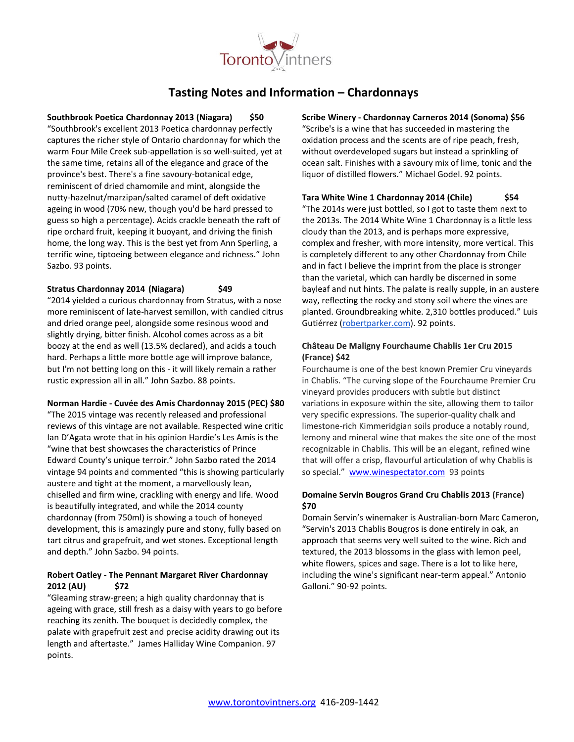# Tasting Notes and Information – Chardonnays

**Southbrook Poetica Chardonnay 2013 (Niagara) $50**

"Southbrook's excellent 2013 Poetica chardonnay perfectly captures the richer style of Ontario chardonnay for which the warm Four Mile Creek sub-appellation is so well-suited, yet at the same time, retains all of the elegance and grace of the province's best. There's a fine savoury-botanical edge, reminiscent of dried chamomile and mint, alongside the nutty-hazelnut/marzipan/salted caramel of deft oxidative ageing in wood (70% new, though you'd be hard pressed to guess so high a percentage). Acids crackle beneath the raft of ripe orchard fruit, keeping it buoyant, and driving the finish home, the long way. This is the best yet from Ann Sperling, a terrific wine, tiptoeing between elegance and richness." John Sazbo. 93 points.

**Stratus Chardonnay 2014 (Niagara) $49**

"2014 yielded a curious chardonnay from Stratus, with a nose more reminiscent of late-harvest semillon, with candied citrus and dried orange peel, alongside some resinous wood and slightly drying, bitter finish. Alcohol comes across as a bit boozy at the end as well (13.5% declared), and acids a touch hard. Perhaps a little more bottle age will improve balance, but I'm not betting long on this - it will likely remain a rather rustic expression all in all." John Sazbo. 88 points.

**Norman Hardie - Cuvée des Amis Chardonnay 2015 (PEC) $80**

"The 2015 vintage was recently released and professional reviews of this vintage are not available. Respected wine critic Ian D'Agata wrote that in his opinion Hardie's Les Amis is the "wine that best showcases the characteristics of Prince Edward County's unique terroir." John Sazbo rated the 2014 vintage 94 points and commented "this is showing particularly austere and tight at the moment, a marvellously lean, chiselled and firm wine, crackling with energy and life. Wood is beautifully integrated, and while the 2014 county chardonnay (from 750ml) is showing a touch of honeyed development, this is amazingly pure and stony, fully based on tart citrus and grapefruit, and wet stones. Exceptional length and depth." John Sazbo. 94 points.

**Robert Oatley - The Pennant Margaret River Chardonnay 2012 (AU) $72**

"Gleaming straw-green; a high quality chardonnay that is ageing with grace, still fresh as a daisy with years to go before reaching its zenith. The bouquet is decidedly complex, the palate with grapefruit zest and precise acidity drawing out its length and aftertaste." James Halliday Wine Companion. 97 points.

**Scribe Winery - Chardonnay Carneros 2014 (Sonoma) $56**

"Scribe's is a wine that has succeeded in mastering the oxidation process and the scents are of ripe peach, fresh, without overdeveloped sugars but instead a sprinkling of ocean salt. Finishes with a savoury mix of lime, tonic and the liquor of distilled flowers." Michael Godel. 92 points.

**Tara White Wine 1 Chardonnay 2014 (Chile) $54**

"The 2014s were just bottled, so I got to taste them next to the 2013s. The 2014 White Wine 1 Chardonnay is a little less cloudy than the 2013, and is perhaps more expressive, complex and fresher, with more intensity, more vertical. This is completely different to any other Chardonnay from Chile and in fact I believe the imprint from the place is stronger than the varietal, which can hardly be discerned in some bayleaf and nut hints. The palate is really supple, in an austere way, reflecting the rocky and stony soil where the vines are planted. Groundbreaking white. 2,310 bottles produced." Luis Gutiérrez (robertparker.com). 92 points.

**Château De Maligny Fourchaume Chablis 1er Cru 2015 (France) $42**

Fourchaume is one of the best known Premier Cru vineyards in Chablis. "The curving slope of the Fourchaume Premier Cru vineyard provides producers with subtle but distinct variations in exposure within the site, allowing them to tailor very specific expressions. The superior-quality chalk and limestone-rich Kimmeridgian soils produce a notably round, lemony and mineral wine that makes the site one of the most recognizable in Chablis. This will be an elegant, refined wine that will offer a crisp, flavourful articulation of why Chablis is so special." www.winespectator.com 93 points

**Domaine Servin Bougros Grand Cru Chablis 2013 (France) $70**

Domain Servin's winemaker is Australian-born Marc Cameron, "Servin's 2013 Chablis Bougros is done entirely in oak, an approach that seems very well suited to the wine. Rich and textured, the 2013 blossoms in the glass with lemon peel, white flowers, spices and sage. There is a lot to like here, including the wine's significant near-term appeal." Antonio Galloni." 90-92 points.

www.torontovintners.org 416-209-1442